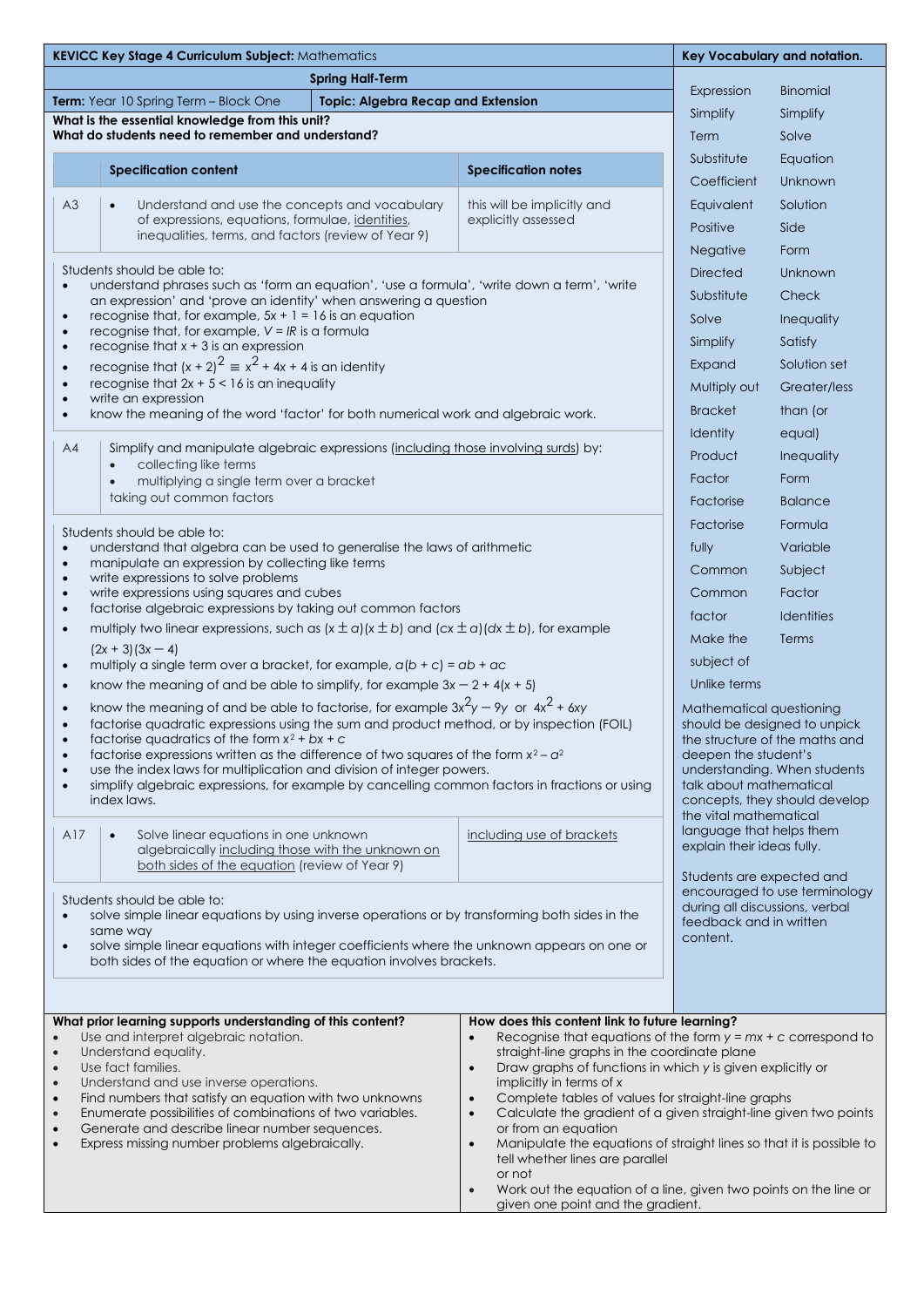**KEVICC Key Stage 4 Curriculum Subject:** Mathematics

**Spring Half-Term**

**Term:** Year 10 Spring Term – Block One | **Topic: Algebra Recap and Extension**

**What is the essential knowledge from this unit?**
**What do students need to remember and understand?**

| | Specification content | Specification notes |
|---|---|---|
| A3 | Understand and use the concepts and vocabulary of expressions, equations, formulae, identities, inequalities, terms, and factors (review of Year 9) | this will be implicitly and explicitly assessed |

Students should be able to:

- understand phrases such as 'form an equation', 'use a formula', 'write down a term', 'write an expression' and 'prove an identity' when answering a question
- recognise that, for example, $5x + 1 = 16$ is an equation
- recognise that, for example, $V = IR$ is a formula
- recognise that $x + 3$ is an expression
- recognise that $(x + 2)^2 \equiv x^2 + 4x + 4$ is an identity
- recognise that $2x + 5 < 16$ is an inequality
- write an expression
- know the meaning of the word 'factor' for both numerical work and algebraic work.

| | Specification content |
|---|---|
| A4 | Simplify and manipulate algebraic expressions (including those involving surds) by: collecting like terms; multiplying a single term over a bracket; taking out common factors |

Students should be able to:

- understand that algebra can be used to generalise the laws of arithmetic
- manipulate an expression by collecting like terms
- write expressions to solve problems
- write expressions using squares and cubes
- factorise algebraic expressions by taking out common factors
- multiply two linear expressions, such as $(x \pm a)(x \pm b)$ and $(cx \pm a)(dx \pm b)$, for example $(2x + 3)(3x - 4)$
- multiply a single term over a bracket, for example, $a(b + c) = ab + ac$
- know the meaning of and be able to simplify, for example $3x - 2 + 4(x + 5)$
- know the meaning of and be able to factorise, for example $3x^2y - 9y$ or $4x^2 + 6xy$
- factorise quadratic expressions using the sum and product method, or by inspection (FOIL)
- factorise quadratics of the form $x^2 + bx + c$
- factorise expressions written as the difference of two squares of the form $x^2 - a^2$
- use the index laws for multiplication and division of integer powers.
- simplify algebraic expressions, for example by cancelling common factors in fractions or using index laws.

| | Specification content | Specification notes |
|---|---|---|
| A17 | Solve linear equations in one unknown algebraically including those with the unknown on both sides of the equation (review of Year 9) | including use of brackets |

Students should be able to:

- solve simple linear equations by using inverse operations or by transforming both sides in the same way
- solve simple linear equations with integer coefficients where the unknown appears on one or both sides of the equation or where the equation involves brackets.

**Key Vocabulary and notation.**

| | |
|---|---|
| Expression | Binomial |
| Simplify | Simplify |
| Term | Solve |
| Substitute | Equation |
| Coefficient | Unknown |
| Equivalent | Solution |
| Positive | Side |
| Negative | Form |
| Directed | Unknown |
| Substitute | Check |
| Solve | Inequality |
| Simplify | Satisfy |
| Expand | Solution set |
| Multiply out | Greater/less |
| Bracket | than (or equal) |
| Identity | |
| Product | Inequality |
| Factor | Form |
| Factorise | Balance |
| Factorise fully | Formula |
| | Variable |
| Common | Subject |
| Common factor | Factor |
| | Identities |
| Make the subject of | Terms |
| Unlike terms | |

Mathematical questioning should be designed to unpick the structure of the maths and deepen the student's understanding. When students talk about mathematical concepts, they should develop the vital mathematical language that helps them explain their ideas fully.

Students are expected and encouraged to use terminology during all discussions, verbal feedback and in written content.

**What prior learning supports understanding of this content?**

- Use and interpret algebraic notation.
- Understand equality.
- Use fact families.
- Understand and use inverse operations.
- Find numbers that satisfy an equation with two unknowns
- Enumerate possibilities of combinations of two variables.
- Generate and describe linear number sequences.
- Express missing number problems algebraically.

**How does this content link to future learning?**

- Recognise that equations of the form $y = mx + c$ correspond to straight-line graphs in the coordinate plane
- Draw graphs of functions in which $y$ is given explicitly or implicitly in terms of $x$
- Complete tables of values for straight-line graphs
- Calculate the gradient of a given straight-line given two points or from an equation
- Manipulate the equations of straight lines so that it is possible to tell whether lines are parallel or not
- Work out the equation of a line, given two points on the line or given one point and the gradient.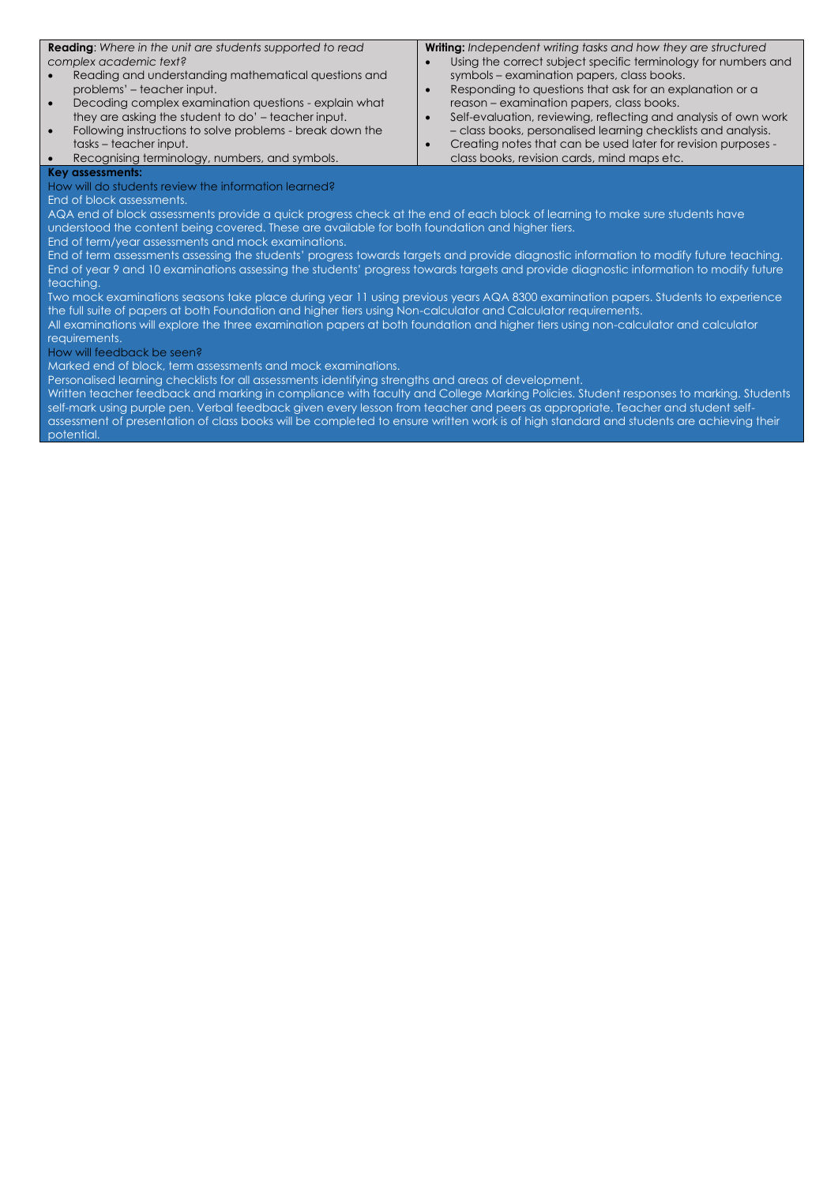**Reading**: *Where in the unit are students supported to read complex academic text?*

- Reading and understanding mathematical questions and problems' – teacher input.
- Decoding complex examination questions - explain what they are asking the student to do' – teacher input.
- Following instructions to solve problems - break down the tasks – teacher input.
- Recognising terminology, numbers, and symbols.

**Writing:** *Independent writing tasks and how they are structured*

- Using the correct subject specific terminology for numbers and symbols – examination papers, class books.
- Responding to questions that ask for an explanation or a reason – examination papers, class books.
- Self-evaluation, reviewing, reflecting and analysis of own work – class books, personalised learning checklists and analysis.
- Creating notes that can be used later for revision purposes - class books, revision cards, mind maps etc.

**Key assessments:**

How will do students review the information learned?

End of block assessments.

AQA end of block assessments provide a quick progress check at the end of each block of learning to make sure students have understood the content being covered. These are available for both foundation and higher tiers.

End of term/year assessments and mock examinations.

End of term assessments assessing the students' progress towards targets and provide diagnostic information to modify future teaching.

End of year 9 and 10 examinations assessing the students' progress towards targets and provide diagnostic information to modify future teaching.

Two mock examinations seasons take place during year 11 using previous years AQA 8300 examination papers. Students to experience the full suite of papers at both Foundation and higher tiers using Non-calculator and Calculator requirements.

All examinations will explore the three examination papers at both foundation and higher tiers using non-calculator and calculator requirements.

How will feedback be seen?

Marked end of block, term assessments and mock examinations.

Personalised learning checklists for all assessments identifying strengths and areas of development.

Written teacher feedback and marking in compliance with faculty and College Marking Policies. Student responses to marking. Students self-mark using purple pen. Verbal feedback given every lesson from teacher and peers as appropriate. Teacher and student self-assessment of presentation of class books will be completed to ensure written work is of high standard and students are achieving their potential.